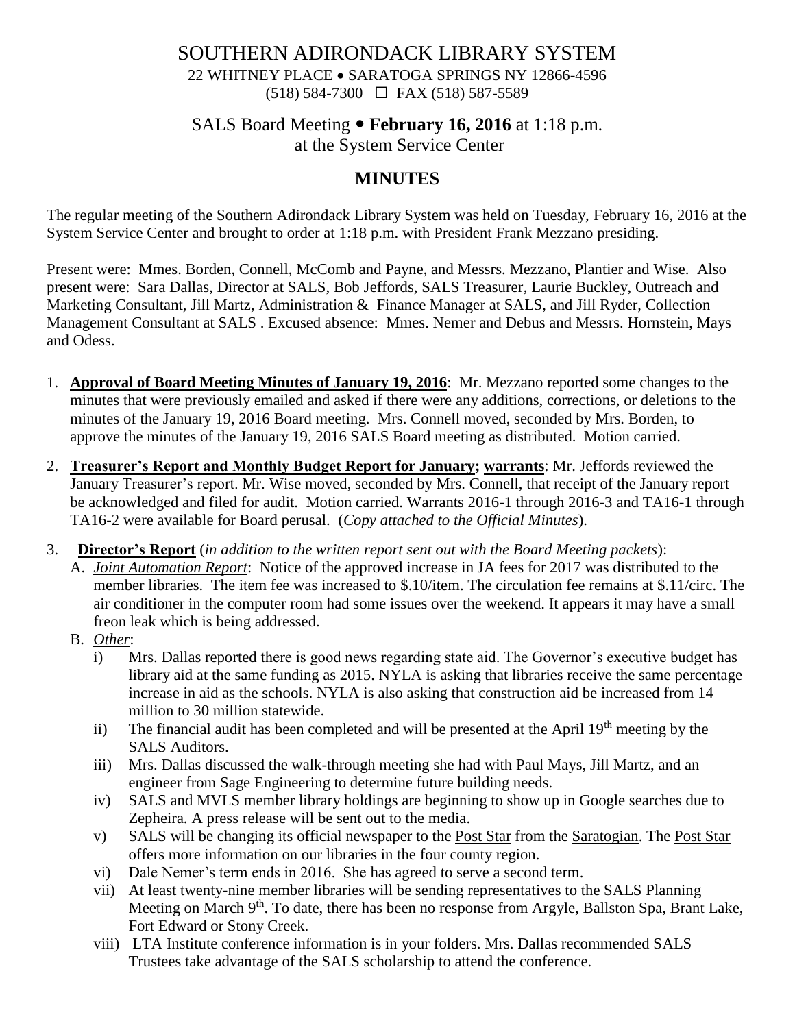# SOUTHERN ADIRONDACK LIBRARY SYSTEM

22 WHITNEY PLACE • SARATOGA SPRINGS NY 12866-4596
(518) 584-7300 ☐ FAX (518) 587-5589

## SALS Board Meeting • **February 16, 2016** at 1:18 p.m.
## at the System Service Center

## **MINUTES**

The regular meeting of the Southern Adirondack Library System was held on Tuesday, February 16, 2016 at the System Service Center and brought to order at 1:18 p.m. with President Frank Mezzano presiding.

Present were: Mmes. Borden, Connell, McComb and Payne, and Messrs. Mezzano, Plantier and Wise. Also present were: Sara Dallas, Director at SALS, Bob Jeffords, SALS Treasurer, Laurie Buckley, Outreach and Marketing Consultant, Jill Martz, Administration & Finance Manager at SALS, and Jill Ryder, Collection Management Consultant at SALS . Excused absence: Mmes. Nemer and Debus and Messrs. Hornstein, Mays and Odess.

1. **Approval of Board Meeting Minutes of January 19, 2016**: Mr. Mezzano reported some changes to the minutes that were previously emailed and asked if there were any additions, corrections, or deletions to the minutes of the January 19, 2016 Board meeting. Mrs. Connell moved, seconded by Mrs. Borden, to approve the minutes of the January 19, 2016 SALS Board meeting as distributed. Motion carried.

2. **Treasurer's Report and Monthly Budget Report for January; warrants**: Mr. Jeffords reviewed the January Treasurer's report. Mr. Wise moved, seconded by Mrs. Connell, that receipt of the January report be acknowledged and filed for audit. Motion carried. Warrants 2016-1 through 2016-3 and TA16-1 through TA16-2 were available for Board perusal. (*Copy attached to the Official Minutes*).

3. **Director's Report** (*in addition to the written report sent out with the Board Meeting packets*):
   A. *Joint Automation Report*: Notice of the approved increase in JA fees for 2017 was distributed to the member libraries. The item fee was increased to \$.10/item. The circulation fee remains at \$.11/circ. The air conditioner in the computer room had some issues over the weekend. It appears it may have a small freon leak which is being addressed.
   B. *Other*:
      i) Mrs. Dallas reported there is good news regarding state aid. The Governor's executive budget has library aid at the same funding as 2015. NYLA is asking that libraries receive the same percentage increase in aid as the schools. NYLA is also asking that construction aid be increased from 14 million to 30 million statewide.
      ii) The financial audit has been completed and will be presented at the April 19th meeting by the SALS Auditors.
      iii) Mrs. Dallas discussed the walk-through meeting she had with Paul Mays, Jill Martz, and an engineer from Sage Engineering to determine future building needs.
      iv) SALS and MVLS member library holdings are beginning to show up in Google searches due to Zepheira. A press release will be sent out to the media.
      v) SALS will be changing its official newspaper to the Post Star from the Saratogian. The Post Star offers more information on our libraries in the four county region.
      vi) Dale Nemer's term ends in 2016. She has agreed to serve a second term.
      vii) At least twenty-nine member libraries will be sending representatives to the SALS Planning Meeting on March 9th. To date, there has been no response from Argyle, Ballston Spa, Brant Lake, Fort Edward or Stony Creek.
      viii) LTA Institute conference information is in your folders. Mrs. Dallas recommended SALS Trustees take advantage of the SALS scholarship to attend the conference.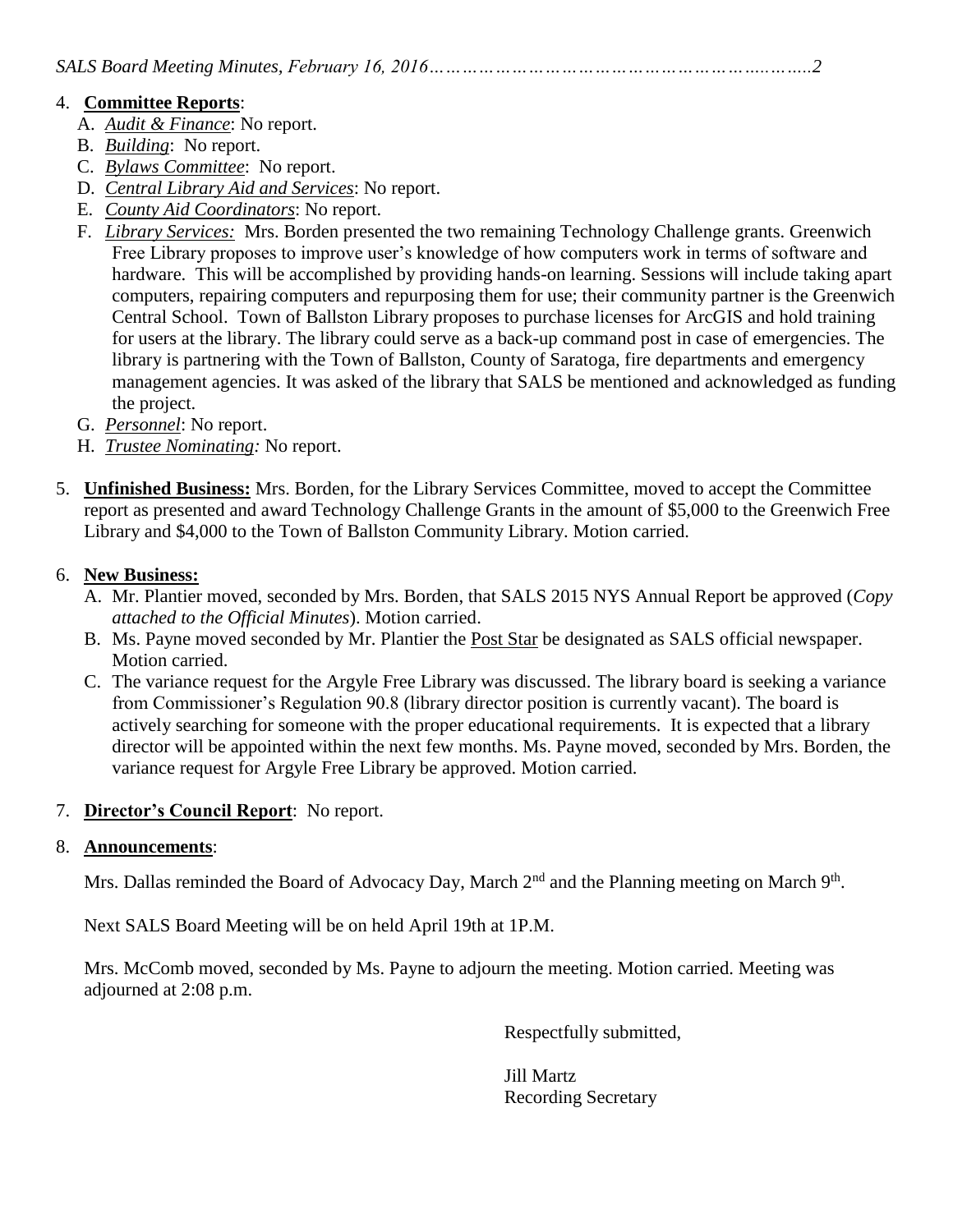4. **Committee Reports**:
   A. *Audit & Finance*: No report.
   B. *Building*: No report.
   C. *Bylaws Committee*: No report.
   D. *Central Library Aid and Services*: No report.
   E. *County Aid Coordinators*: No report.
   F. *Library Services:* Mrs. Borden presented the two remaining Technology Challenge grants. Greenwich Free Library proposes to improve user's knowledge of how computers work in terms of software and hardware. This will be accomplished by providing hands-on learning. Sessions will include taking apart computers, repairing computers and repurposing them for use; their community partner is the Greenwich Central School. Town of Ballston Library proposes to purchase licenses for ArcGIS and hold training for users at the library. The library could serve as a back-up command post in case of emergencies. The library is partnering with the Town of Ballston, County of Saratoga, fire departments and emergency management agencies. It was asked of the library that SALS be mentioned and acknowledged as funding the project.
   G. *Personnel*: No report.
   H. *Trustee Nominating:* No report.

5. **Unfinished Business:** Mrs. Borden, for the Library Services Committee, moved to accept the Committee report as presented and award Technology Challenge Grants in the amount of $5,000 to the Greenwich Free Library and $4,000 to the Town of Ballston Community Library. Motion carried.

6. **New Business:**
   A. Mr. Plantier moved, seconded by Mrs. Borden, that SALS 2015 NYS Annual Report be approved (*Copy attached to the Official Minutes*). Motion carried.
   B. Ms. Payne moved seconded by Mr. Plantier the Post Star be designated as SALS official newspaper. Motion carried.
   C. The variance request for the Argyle Free Library was discussed. The library board is seeking a variance from Commissioner's Regulation 90.8 (library director position is currently vacant). The board is actively searching for someone with the proper educational requirements. It is expected that a library director will be appointed within the next few months. Ms. Payne moved, seconded by Mrs. Borden, the variance request for Argyle Free Library be approved. Motion carried.

7. **Director's Council Report**: No report.

8. **Announcements**:

   Mrs. Dallas reminded the Board of Advocacy Day, March 2nd and the Planning meeting on March 9th.

   Next SALS Board Meeting will be on held April 19th at 1P.M.

   Mrs. McComb moved, seconded by Ms. Payne to adjourn the meeting. Motion carried. Meeting was adjourned at 2:08 p.m.

Respectfully submitted,

Jill Martz
Recording Secretary